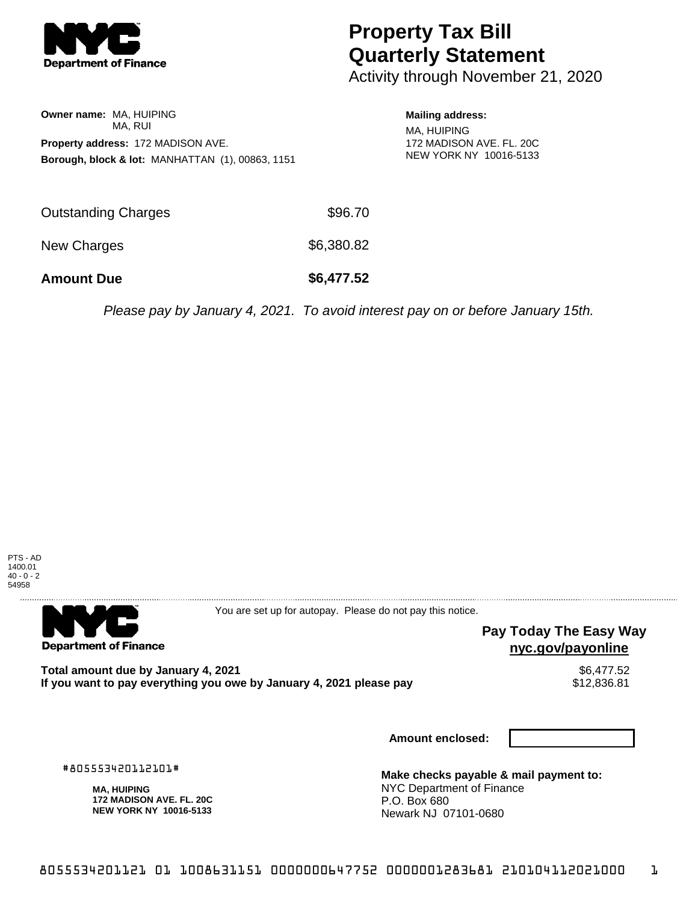**Department of Finance**

# Property Tax Bill Quarterly Statement

Activity through November 21, 2020

**Owner name:** MA, HUIPING
MA, RUI

**Property address:** 172 MADISON AVE.

**Borough, block & lot:** MANHATTAN (1), 00863, 1151

**Mailing address:**
MA, HUIPING
172 MADISON AVE. FL. 20C
NEW YORK NY 10016-5133

| | |
|---|---|
| Outstanding Charges | $96.70 |
| New Charges | $6,380.82 |
| **Amount Due** | **$6,477.52** |

*Please pay by January 4, 2021. To avoid interest pay on or before January 15th.*

PTS - AD
1400.01
40 - 0 - 2
54958

---

**Department of Finance**

You are set up for autopay. Please do not pay this notice.

**Pay Today The Easy Way**
**nyc.gov/payonline**

| | |
|---|---|
| **Total amount due by January 4, 2021** | $6,477.52 |
| **If you want to pay everything you owe by January 4, 2021 please pay** | $12,836.81 |

**Amount enclosed:**

#805553420112101#

**MA, HUIPING**
**172 MADISON AVE. FL. 20C**
**NEW YORK NY 10016-5133**

**Make checks payable & mail payment to:**
NYC Department of Finance
P.O. Box 680
Newark NJ 07101-0680

8055534201121 01 1008631151 0000000647752 0000001283681 210104112021000 1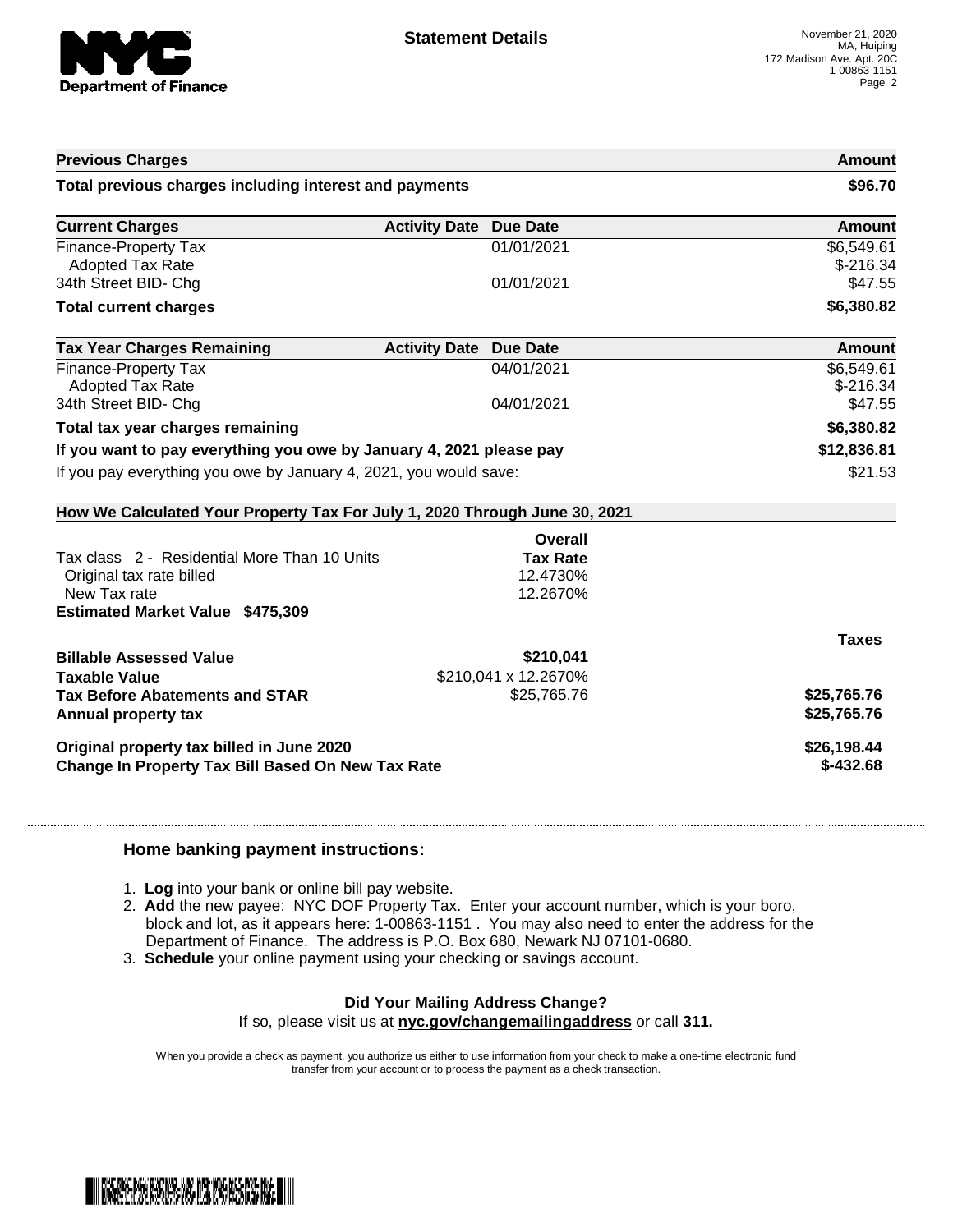**Statement Details**

November 21, 2020
MA, Huiping
172 Madison Ave. Apt. 20C
1-00863-1151

| Previous Charges | | | Amount |
|---|---|---|---|
| **Total previous charges including interest and payments** | | | **$96.70** |

| Current Charges | Activity Date | Due Date | Amount |
|---|---|---|---|
| Finance-Property Tax | | 01/01/2021 | $6,549.61 |
| Adopted Tax Rate | | | $-216.34 |
| 34th Street BID- Chg | | 01/01/2021 | $47.55 |
| **Total current charges** | | | **$6,380.82** |

| Tax Year Charges Remaining | Activity Date | Due Date | Amount |
|---|---|---|---|
| Finance-Property Tax | | 04/01/2021 | $6,549.61 |
| Adopted Tax Rate | | | $-216.34 |
| 34th Street BID- Chg | | 04/01/2021 | $47.55 |
| **Total tax year charges remaining** | | | **$6,380.82** |
| **If you want to pay everything you owe by January 4, 2021 please pay** | | | **$12,836.81** |
| If you pay everything you owe by January 4, 2021, you would save: | | | $21.53 |

**How We Calculated Your Property Tax For July 1, 2020 Through June 30, 2021**

| | Overall Tax Rate | |
|---|---|---|
| Tax class 2 - Residential More Than 10 Units | | |
| Original tax rate billed | 12.4730% | |
| New Tax rate | 12.2670% | |
| **Estimated Market Value $475,309** | | |
| | | **Taxes** |
| **Billable Assessed Value** | **$210,041** | |
| **Taxable Value** | $210,041 x 12.2670% | |
| **Tax Before Abatements and STAR** | $25,765.76 | **$25,765.76** |
| **Annual property tax** | | **$25,765.76** |
| **Original property tax billed in June 2020** | | **$26,198.44** |
| **Change In Property Tax Bill Based On New Tax Rate** | | **$-432.68** |

### Home banking payment instructions:

1. **Log** into your bank or online bill pay website.
2. **Add** the new payee: NYC DOF Property Tax. Enter your account number, which is your boro, block and lot, as it appears here: 1-00863-1151 . You may also need to enter the address for the Department of Finance. The address is P.O. Box 680, Newark NJ 07101-0680.
3. **Schedule** your online payment using your checking or savings account.

**Did Your Mailing Address Change?**

If so, please visit us at **nyc.gov/changemailingaddress** or call **311.**

When you provide a check as payment, you authorize us either to use information from your check to make a one-time electronic fund transfer from your account or to process the payment as a check transaction.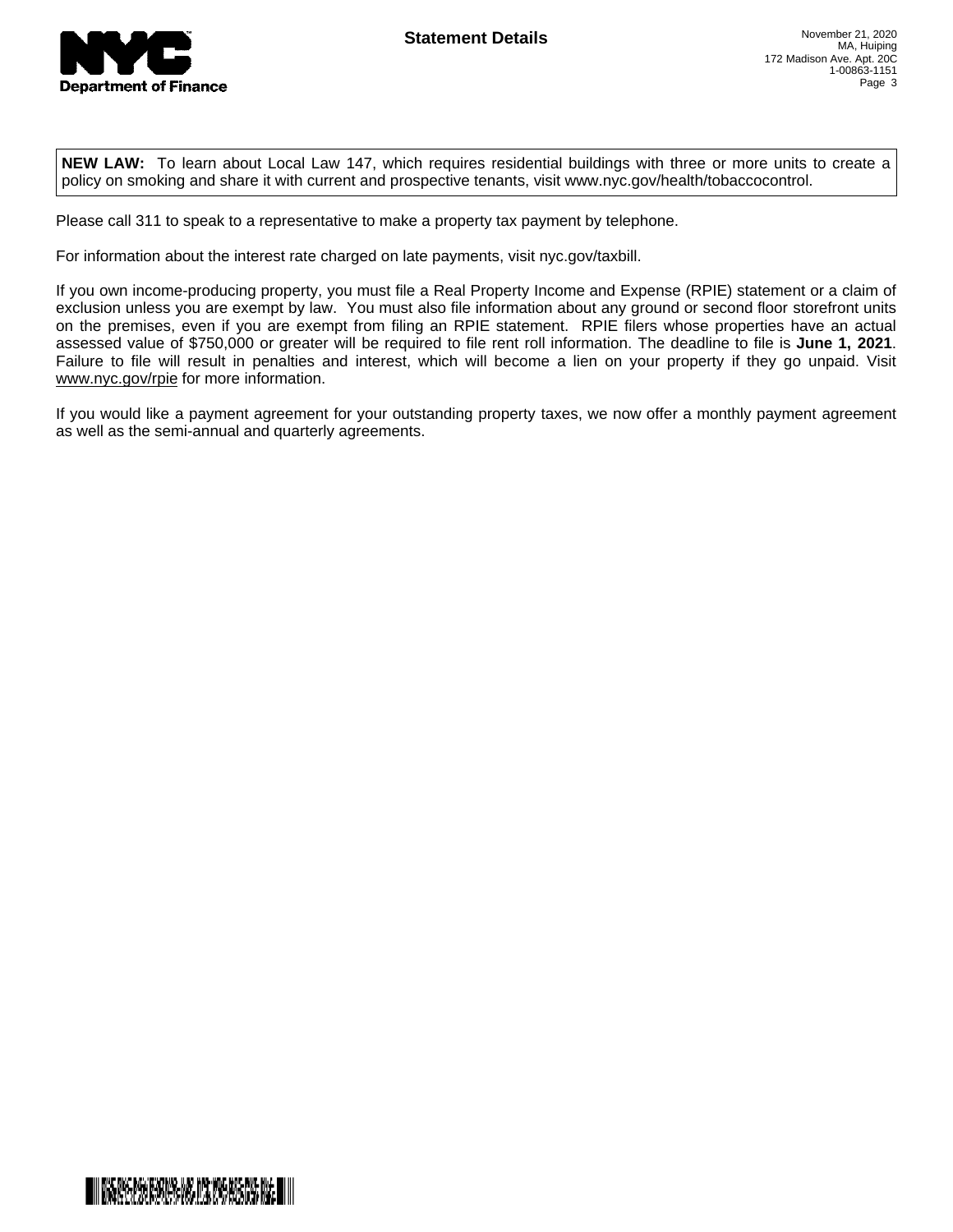**NEW LAW:** To learn about Local Law 147, which requires residential buildings with three or more units to create a policy on smoking and share it with current and prospective tenants, visit www.nyc.gov/health/tobaccocontrol.

Please call 311 to speak to a representative to make a property tax payment by telephone.

For information about the interest rate charged on late payments, visit nyc.gov/taxbill.

If you own income-producing property, you must file a Real Property Income and Expense (RPIE) statement or a claim of exclusion unless you are exempt by law. You must also file information about any ground or second floor storefront units on the premises, even if you are exempt from filing an RPIE statement. RPIE filers whose properties have an actual assessed value of $750,000 or greater will be required to file rent roll information. The deadline to file is **June 1, 2021**. Failure to file will result in penalties and interest, which will become a lien on your property if they go unpaid. Visit www.nyc.gov/rpie for more information.

If you would like a payment agreement for your outstanding property taxes, we now offer a monthly payment agreement as well as the semi-annual and quarterly agreements.